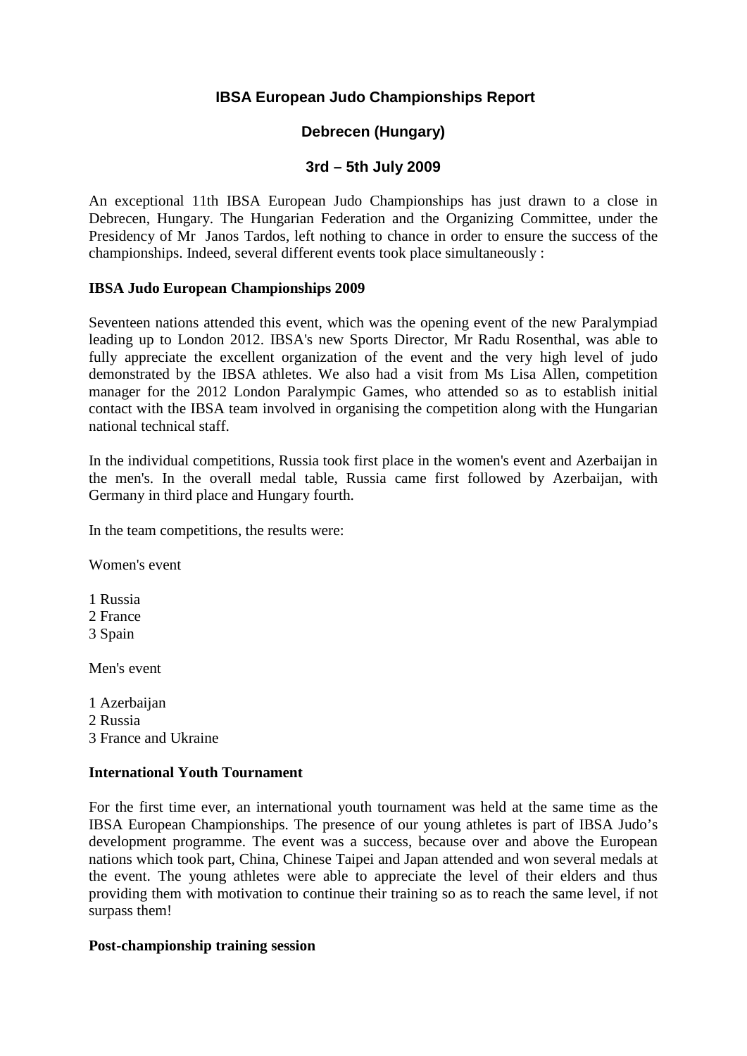# IBSA European Judo Championships Report

## Debrecen (Hungary)

## 3rd – 5th July 2009

An exceptional 11th IBSA European Judo Championships has just drawn to a close in Debrecen, Hungary. The Hungarian Federation and the Organizing Committee, under the Presidency of Mr Janos Tardos, left nothing to chance in order to ensure the success of the championships. Indeed, several different events took place simultaneously :

### IBSA Judo European Championships 2009

Seventeen nations attended this event, which was the opening event of the new Paralympiad leading up to London 2012. IBSA's new Sports Director, Mr Radu Rosenthal, was able to fully appreciate the excellent organization of the event and the very high level of judo demonstrated by the IBSA athletes. We also had a visit from Ms Lisa Allen, competition manager for the 2012 London Paralympic Games, who attended so as to establish initial contact with the IBSA team involved in organising the competition along with the Hungarian national technical staff.

In the individual competitions, Russia took first place in the women's event and Azerbaijan in the men's. In the overall medal table, Russia came first followed by Azerbaijan, with Germany in third place and Hungary fourth.

In the team competitions, the results were:

Women's event

1 Russia
2 France
3 Spain

Men's event

1 Azerbaijan
2 Russia
3 France and Ukraine

### International Youth Tournament

For the first time ever, an international youth tournament was held at the same time as the IBSA European Championships. The presence of our young athletes is part of IBSA Judo's development programme. The event was a success, because over and above the European nations which took part, China, Chinese Taipei and Japan attended and won several medals at the event. The young athletes were able to appreciate the level of their elders and thus providing them with motivation to continue their training so as to reach the same level, if not surpass them!

### Post-championship training session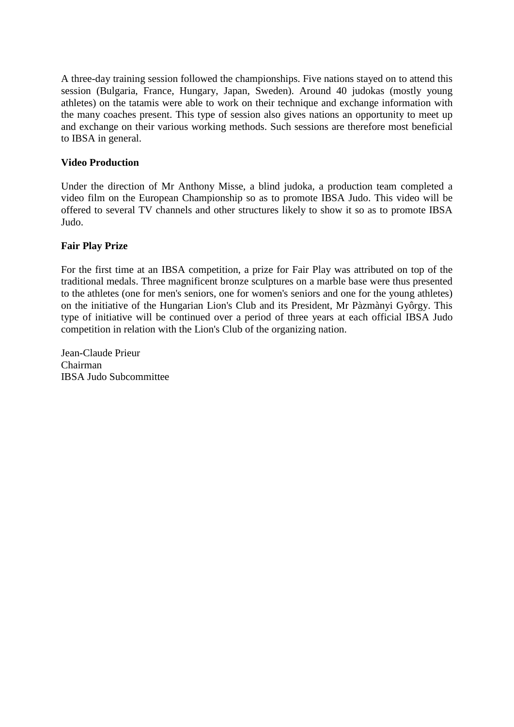A three-day training session followed the championships. Five nations stayed on to attend this session (Bulgaria, France, Hungary, Japan, Sweden). Around 40 judokas (mostly young athletes) on the tatamis were able to work on their technique and exchange information with the many coaches present. This type of session also gives nations an opportunity to meet up and exchange on their various working methods. Such sessions are therefore most beneficial to IBSA in general.

**Video Production**

Under the direction of Mr Anthony Misse, a blind judoka, a production team completed a video film on the European Championship so as to promote IBSA Judo. This video will be offered to several TV channels and other structures likely to show it so as to promote IBSA Judo.

**Fair Play Prize**

For the first time at an IBSA competition, a prize for Fair Play was attributed on top of the traditional medals. Three magnificent bronze sculptures on a marble base were thus presented to the athletes (one for men's seniors, one for women's seniors and one for the young athletes) on the initiative of the Hungarian Lion's Club and its President, Mr Pàzmànyi Gyôrgy. This type of initiative will be continued over a period of three years at each official IBSA Judo competition in relation with the Lion's Club of the organizing nation.

Jean-Claude Prieur
Chairman
IBSA Judo Subcommittee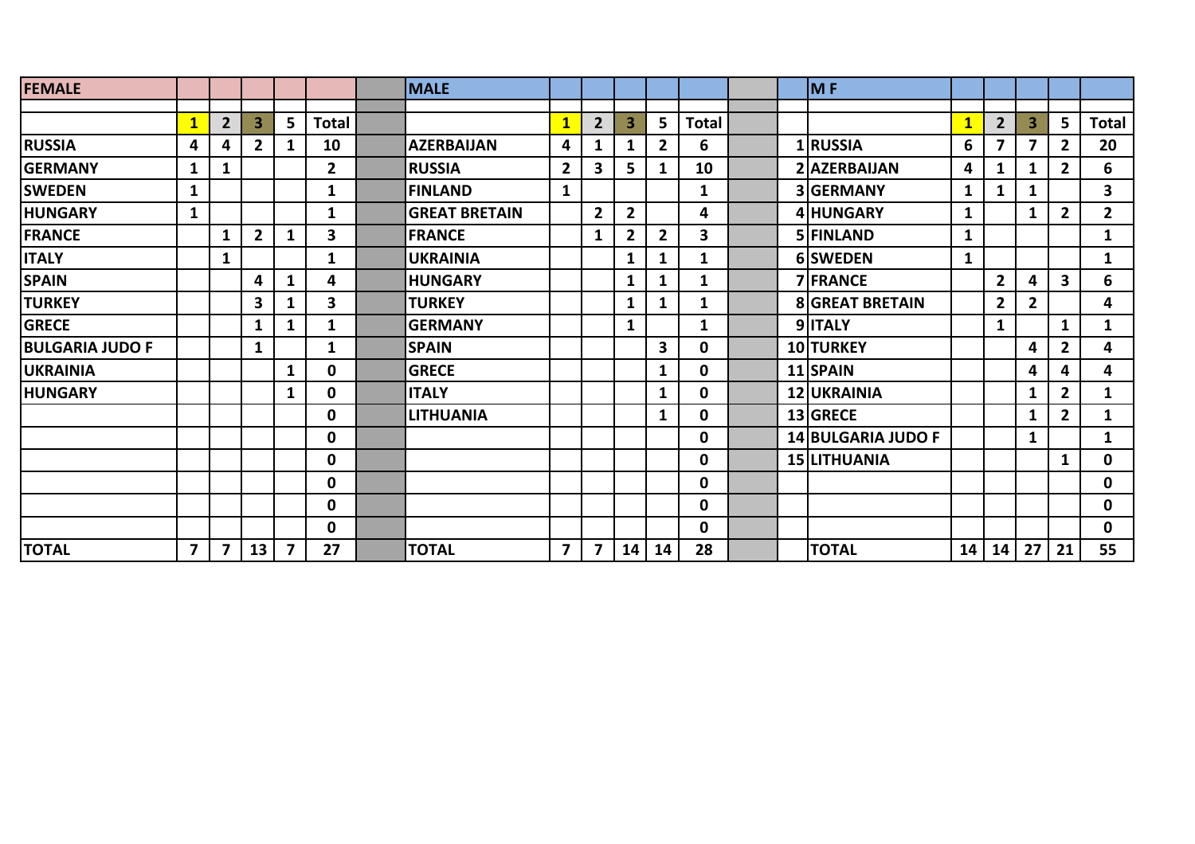| FEMALE | | | | | | MALE | | | | | | | M F | | | | | |
|---|---|---|---|---|---|---|---|---|---|---|---|---|---|---|---|---|---|---|
| | | | | | | | | | | | | | | | | | | |
| | 1 | 2 | 3 | 5 | Total | | 1 | 2 | 3 | 5 | Total | | | 1 | 2 | 3 | 5 | Total |
| RUSSIA | 4 | 4 | 2 | 1 | 10 | AZERBAIJAN | 4 | 1 | 1 | 2 | 6 | 1 | RUSSIA | 6 | 7 | 7 | 2 | 20 |
| GERMANY | 1 | 1 | | | 2 | RUSSIA | 2 | 3 | 5 | 1 | 10 | 2 | AZERBAIJAN | 4 | 1 | 1 | 2 | 6 |
| SWEDEN | 1 | | | | 1 | FINLAND | 1 | | | | 1 | 3 | GERMANY | 1 | 1 | 1 | | 3 |
| HUNGARY | 1 | | | | 1 | GREAT BRETAIN | | 2 | 2 | | 4 | 4 | HUNGARY | 1 | | 1 | 2 | 2 |
| FRANCE | | 1 | 2 | 1 | 3 | FRANCE | | 1 | 2 | 2 | 3 | 5 | FINLAND | 1 | | | | 1 |
| ITALY | | 1 | | | 1 | UKRAINIA | | | 1 | 1 | 1 | 6 | SWEDEN | 1 | | | | 1 |
| SPAIN | | | 4 | 1 | 4 | HUNGARY | | | 1 | 1 | 1 | 7 | FRANCE | | 2 | 4 | 3 | 6 |
| TURKEY | | | 3 | 1 | 3 | TURKEY | | | 1 | 1 | 1 | 8 | GREAT BRETAIN | | 2 | 2 | | 4 |
| GRECE | | | 1 | 1 | 1 | GERMANY | | | 1 | | 1 | 9 | ITALY | | 1 | | 1 | 1 |
| BULGARIA JUDO F | | | 1 | | 1 | SPAIN | | | | 3 | 0 | 10 | TURKEY | | | 4 | 2 | 4 |
| UKRAINIA | | | | 1 | 0 | GRECE | | | | 1 | 0 | 11 | SPAIN | | | 4 | 4 | 4 |
| HUNGARY | | | | 1 | 0 | ITALY | | | | 1 | 0 | 12 | UKRAINIA | | | 1 | 2 | 1 |
| | | | | | 0 | LITHUANIA | | | | 1 | 0 | 13 | GRECE | | | 1 | 2 | 1 |
| | | | | | 0 | | | | | | 0 | 14 | BULGARIA JUDO F | | | 1 | | 1 |
| | | | | | 0 | | | | | | 0 | 15 | LITHUANIA | | | | 1 | 0 |
| | | | | | 0 | | | | | | 0 | | | | | | | 0 |
| | | | | | 0 | | | | | | 0 | | | | | | | 0 |
| | | | | | 0 | | | | | | 0 | | | | | | | 0 |
| TOTAL | 7 | 7 | 13 | 7 | 27 | TOTAL | 7 | 7 | 14 | 14 | 28 | | TOTAL | 14 | 14 | 27 | 21 | 55 |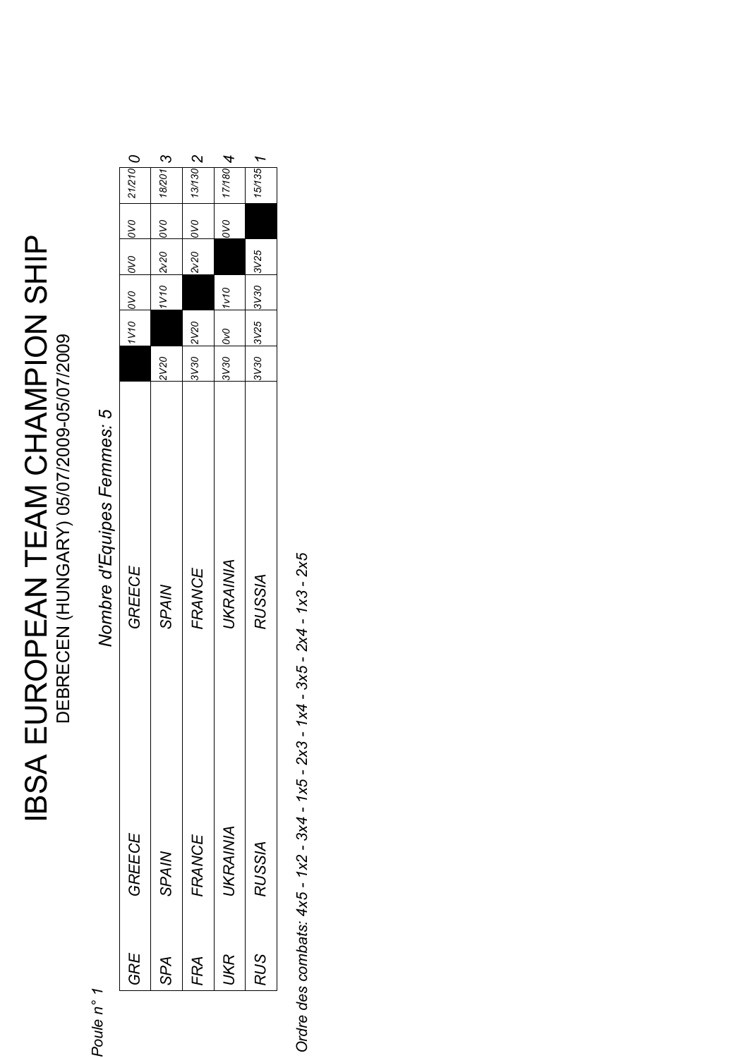# IBSA EUROPEAN TEAM CHAMPION SHIP

DEBRECEN (HUNGARY) 05/07/2009-05/07/2009

*Poule n° 1*

*Nombre d'Equipes Femmes: 5*

| | | | | | | | | | |
|---|---|---|---|---|---|---|---|---|---|
| *GRE* | *GREECE* | *GREECE* | | *1V10* | *0V0* | *0V0* | *0V0* | *21/210* | *0* |
| *SPA* | *SPAIN* | *SPAIN* | *2V20* | | *1V10* | *2V20* | *0V0* | *18/201* | *3* |
| *FRA* | *FRANCE* | *FRANCE* | *3V30* | *2V20* | | *2V20* | *0V0* | *13/130* | *2* |
| *UKR* | *UKRAINIA* | *UKRAINIA* | *3V30* | *0V0* | *1V10* | | *0V0* | *17/180* | *4* |
| *RUS* | *RUSSIA* | *RUSSIA* | *3V30* | *3V25* | *3V30* | *3V25* | | *15/135* | *1* |

*Ordre des combats: 4x5 - 1x2 - 3x4 - 1x5 - 2x3 - 1x4 - 3x5 - 2x4 - 1x3 - 2x5*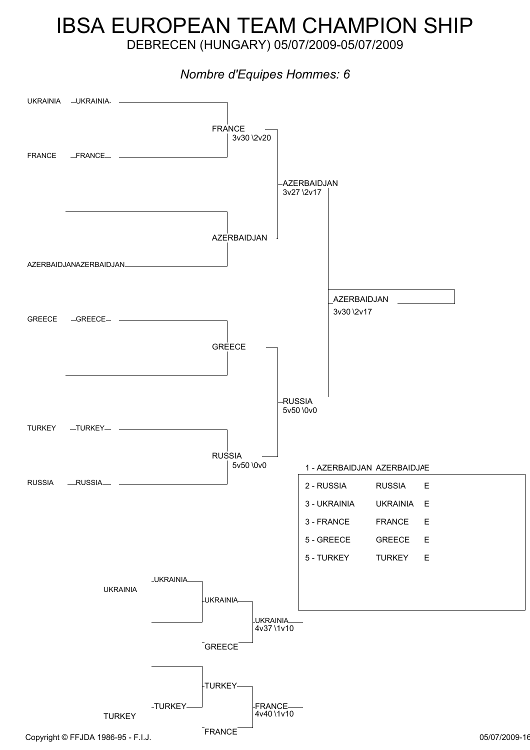# IBSA EUROPEAN TEAM CHAMPION SHIP

DEBRECEN (HUNGARY) 05/07/2009-05/07/2009

*Nombre d'Equipes Hommes: 6*

## Main bracket

| First round | Quarter-finals | Semi-finals | Final |
|---|---|---|---|
| UKRAINIA — UKRAINIA | | | |
| FRANCE — FRANCE | FRANCE 3v30 \2v20 | | |
| (bye) | | AZERBAIDJAN 3v27 \2v17 | |
| AZERBAIDJAN — AZERBAIDJAN | AZERBAIDJAN | | |
| | | | AZERBAIDJAN 3v30 \2v17 |
| GREECE — GREECE | | | |
| (bye) | GREECE | | |
| | | RUSSIA 5v50 \0v0 | |
| TURKEY — TURKEY | | | |
| RUSSIA — RUSSIA | RUSSIA 5v50 \0v0 | | |

## Repechage

| Round 1 | Round 2 | Final |
|---|---|---|
| UKRAINIA — UKRAINIA | UKRAINIA | |
| (bye) | GREECE | UKRAINIA 4v37 \1v10 |
| (bye) | TURKEY | |
| TURKEY — TURKEY | FRANCE | FRANCE 4v40 \1v10 |

## Classement

| Rang | Équipe | | |
|---|---|---|---|
| 1 | AZERBAIDJAN | AZERBAIDJA | E |
| 2 | RUSSIA | RUSSIA | E |
| 3 | UKRAINIA | UKRAINIA | E |
| 3 | FRANCE | FRANCE | E |
| 5 | GREECE | GREECE | E |
| 5 | TURKEY | TURKEY | E |

Copyright © FFJDA 1986-95 - F.I.J.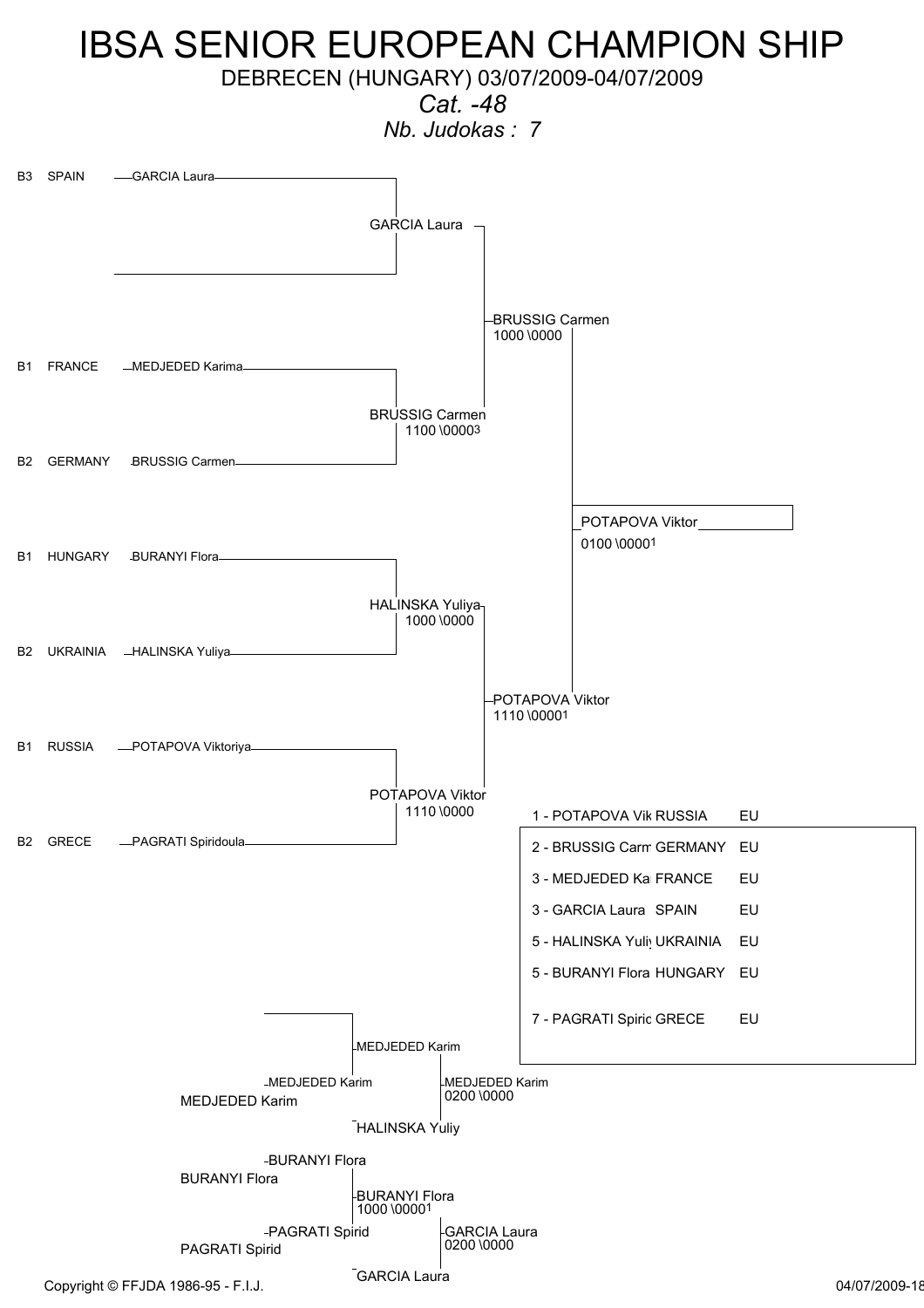# IBSA SENIOR EUROPEAN CHAMPION SHIP

DEBRECEN (HUNGARY) 03/07/2009-04/07/2009

*Cat. -48*

*Nb. Judokas : 7*

## Main bracket

| Class | Country | Judoka |
| --- | --- | --- |
| B3 | SPAIN | GARCIA Laura |
| | | |
| B1 | FRANCE | MEDJEDED Karima |
| B2 | GERMANY | BRUSSIG Carmen |
| B1 | HUNGARY | BURANYI Flora |
| B2 | UKRAINIA | HALINSKA Yuliya |
| B1 | RUSSIA | POTAPOVA Viktoriya |
| B2 | GRECE | PAGRATI Spiridoula |

Round 1:
- GARCIA Laura (bye)
- BRUSSIG Carmen 1100 \00003
- HALINSKA Yuliya 1000 \0000
- POTAPOVA Viktor 1110 \0000

Semi-finals:
- BRUSSIG Carmen 1000 \0000
- POTAPOVA Viktor 1110 \00001

Final:
- POTAPOVA Viktor 0100 \00001

## Repechage

- MEDJEDED Karim — MEDJEDED Karim (bye) — MEDJEDED Karim
- MEDJEDED Karim vs HALINSKA Yuliy: MEDJEDED Karim 0200 \0000
- BURANYI Flora vs PAGRATI Spirid: BURANYI Flora 1000 \00001
- BURANYI Flora vs GARCIA Laura: GARCIA Laura 0200 \0000

## Results

| Rank | Name | Country | |
| --- | --- | --- | --- |
| 1 | POTAPOVA Vik | RUSSIA | EU |
| 2 | BRUSSIG Carm | GERMANY | EU |
| 3 | MEDJEDED Ka | FRANCE | EU |
| 3 | GARCIA Laura | SPAIN | EU |
| 5 | HALINSKA Yuliy | UKRAINIA | EU |
| 5 | BURANYI Flora | HUNGARY | EU |
| 7 | PAGRATI Spiric | GRECE | EU |

Copyright © FFJDA 1986-95 - F.I.J.

04/07/2009-18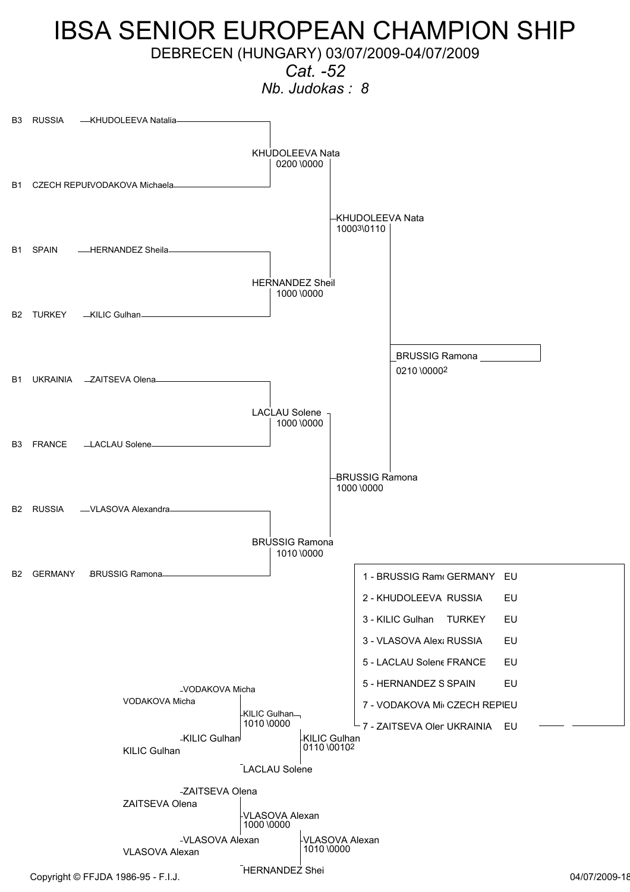# IBSA SENIOR EUROPEAN CHAMPION SHIP

DEBRECEN (HUNGARY) 03/07/2009-04/07/2009

*Cat. -52*

*Nb. Judokas : 8*

## Main bracket

| Class | Country | Judoka |
|---|---|---|
| B3 | RUSSIA | KHUDOLEEVA Natalia |
| B1 | CZECH REPUE | VODAKOVA Michaela |
| B1 | SPAIN | HERNANDEZ Sheila |
| B2 | TURKEY | KILIC Gulhan |
| B1 | UKRAINIA | ZAITSEVA Olena |
| B3 | FRANCE | LACLAU Solene |
| B2 | RUSSIA | VLASOVA Alexandra |
| B2 | GERMANY | BRUSSIG Ramona |

**First round**

- KHUDOLEEVA Nata 0200 \0000
- HERNANDEZ Sheil 1000 \0000
- LACLAU Solene 1000 \0000
- BRUSSIG Ramona 1010 \0000

**Semi-finals**

- KHUDOLEEVA Nata 10003\0110
- BRUSSIG Ramona 1000 \0000

**Final**

- BRUSSIG Ramona 0210 \00002

## Repechage

- VODAKOVA Micha / KILIC Gulhan → KILIC Gulhan 1010 \0000
- KILIC Gulhan / LACLAU Solene → KILIC Gulhan 0110 \00102
- ZAITSEVA Olena / VLASOVA Alexan → VLASOVA Alexan 1000 \0000
- VLASOVA Alexan / HERNANDEZ Shei → VLASOVA Alexan 1010 \0000

## Results

| Rank | Judoka | Country | |
|---|---|---|---|
| 1 | BRUSSIG Ramo | GERMANY | EU |
| 2 | KHUDOLEEVA | RUSSIA | EU |
| 3 | KILIC Gulhan | TURKEY | EU |
| 3 | VLASOVA Alexa | RUSSIA | EU |
| 5 | LACLAU Solene | FRANCE | EU |
| 5 | HERNANDEZ S | SPAIN | EU |
| 7 | VODAKOVA Mi | CZECH REP | EU |
| 7 | ZAITSEVA Oler | UKRAINIA | EU |

Copyright © FFJDA 1986-95 - F.I.J.

04/07/2009-18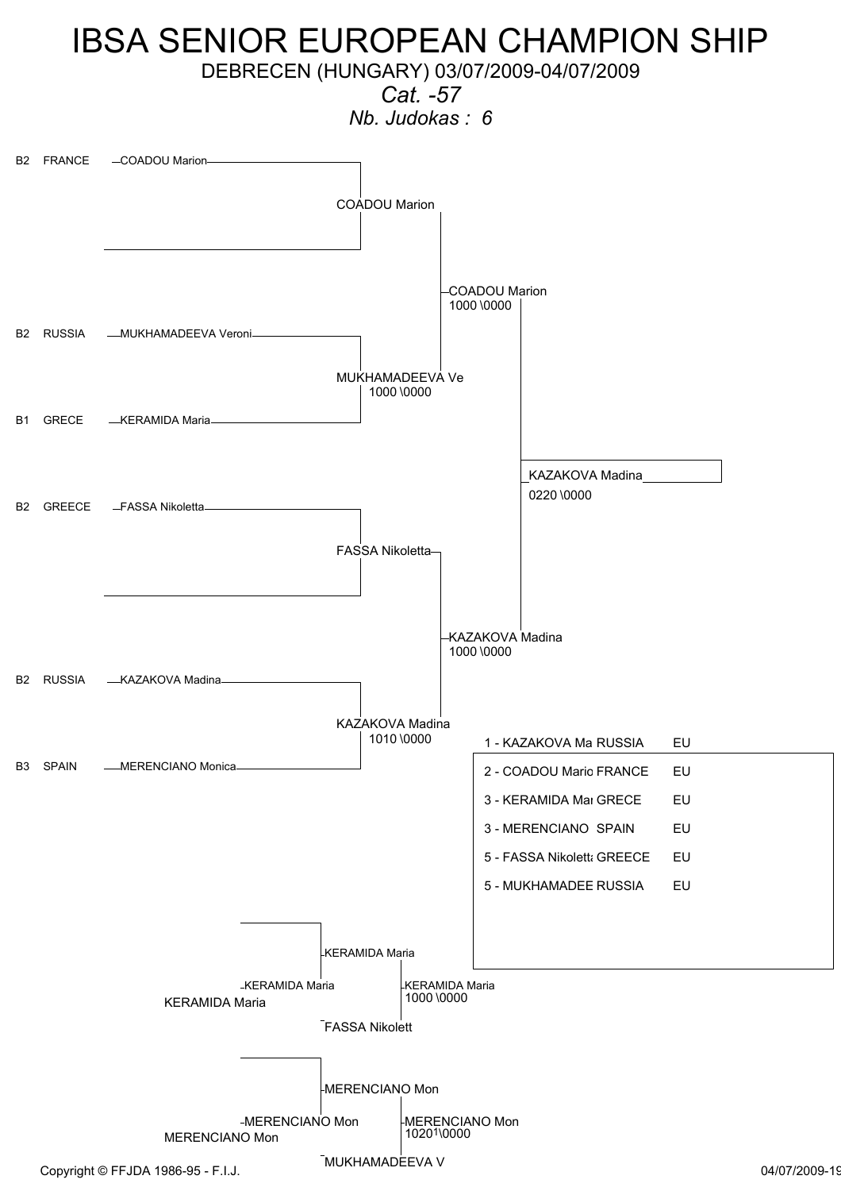# IBSA SENIOR EUROPEAN CHAMPION SHIP

DEBRECEN (HUNGARY) 03/07/2009-04/07/2009

*Cat. -57*

*Nb. Judokas : 6*

| Class | Country | Judoka |
|---|---|---|
| B2 | FRANCE | COADOU Marion |
| B2 | RUSSIA | MUKHAMADEEVA Veroni |
| B1 | GRECE | KERAMIDA Maria |
| B2 | GREECE | FASSA Nikoletta |
| B2 | RUSSIA | KAZAKOVA Madina |
| B3 | SPAIN | MERENCIANO Monica |

**Round 1**

- COADOU Marion (bye)
- MUKHAMADEEVA Ve 1000 \0000 (vs KERAMIDA Maria)
- FASSA Nikoletta (bye)
- KAZAKOVA Madina 1010 \0000 (vs MERENCIANO Monica)

**Semi-finals**

- COADOU Marion 1000 \0000 (vs MUKHAMADEEVA Ve)
- KAZAKOVA Madina 1000 \0000 (vs FASSA Nikoletta)

**Final**

- KAZAKOVA Madina 0220 \0000

**Repechage**

- KERAMIDA Maria
- KERAMIDA Maria
- KERAMIDA Maria 1000 \0000 (vs FASSA Nikolett)
- MERENCIANO Mon
- MERENCIANO Mon
- MERENCIANO Mon 10201\0000 (vs MUKHAMADEEVA V)

**Results**

| Rank | Name | Country | |
|---|---|---|---|
| 1 | KAZAKOVA Ma | RUSSIA | EU |
| 2 | COADOU Mario | FRANCE | EU |
| 3 | KERAMIDA Mai | GRECE | EU |
| 3 | MERENCIANO | SPAIN | EU |
| 5 | FASSA Nikolett | GREECE | EU |
| 5 | MUKHAMADEE | RUSSIA | EU |

Copyright © FFJDA 1986-95 - F.I.J.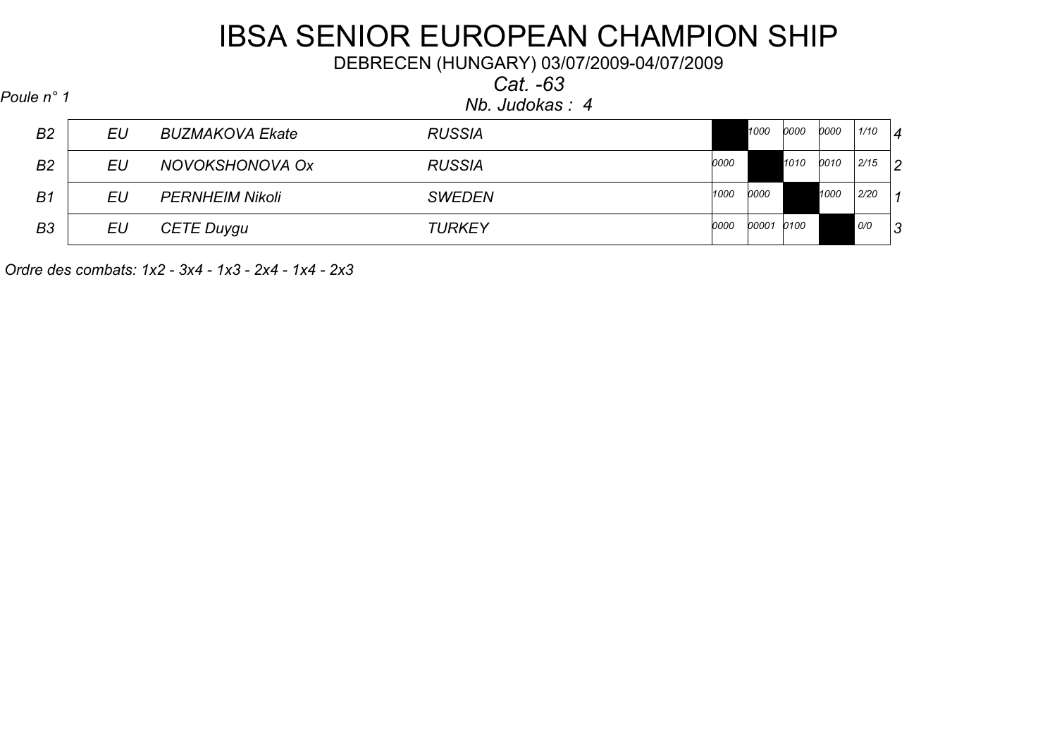# IBSA SENIOR EUROPEAN CHAMPION SHIP

DEBRECEN (HUNGARY) 03/07/2009-04/07/2009

*Cat. -63*

*Poule n° 1*

*Nb. Judokas : 4*

| | | | | 1 | 2 | 3 | 4 | | |
|---|---|---|---|---|---|---|---|---|---|
| B2 | EU | BUZMAKOVA Ekate | RUSSIA | | 1000 | 0000 | 0000 | 1/10 | 4 |
| B2 | EU | NOVOKSHONOVA Ox | RUSSIA | 0000 | | 1010 | 0010 | 2/15 | 2 |
| B1 | EU | PERNHEIM Nikoli | SWEDEN | 1000 | 0000 | | 1000 | 2/20 | 1 |
| B3 | EU | CETE Duygu | TURKEY | 0000 | 00001 | 0100 | | 0/0 | 3 |

*Ordre des combats: 1x2 - 3x4 - 1x3 - 2x4 - 1x4 - 2x3*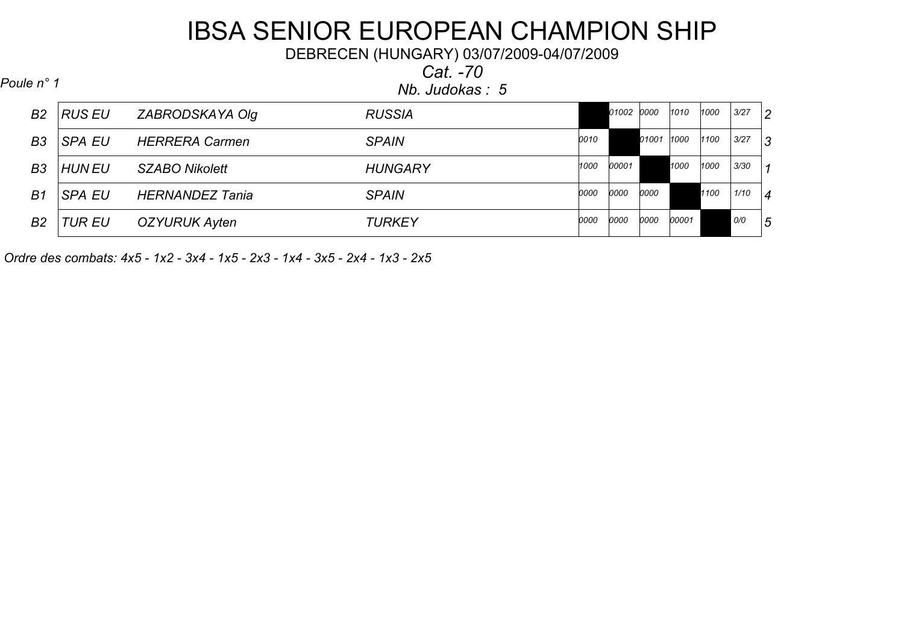# IBSA SENIOR EUROPEAN CHAMPION SHIP

DEBRECEN (HUNGARY) 03/07/2009-04/07/2009

*Cat. -70*

*Poule n° 1*

*Nb. Judokas : 5*

| | | | | 1 | 2 | 3 | 4 | 5 | | |
|---|---|---|---|---|---|---|---|---|---|---|
| *B2* | *RUS EU* | *ZABRODSKAYA Olg* | *RUSSIA* | | *01002* | *0000* | *1010* | *1000* | *3/27* | *2* |
| *B3* | *SPA EU* | *HERRERA Carmen* | *SPAIN* | *0010* | | *01001* | *1000* | *1100* | *3/27* | *3* |
| *B3* | *HUN EU* | *SZABO Nikolett* | *HUNGARY* | *1000* | *00001* | | *1000* | *1000* | *3/30* | *1* |
| *B1* | *SPA EU* | *HERNANDEZ Tania* | *SPAIN* | *0000* | *0000* | *0000* | | *1100* | *1/10* | *4* |
| *B2* | *TUR EU* | *OZYURUK Ayten* | *TURKEY* | *0000* | *0000* | *0000* | *00001* | | *0/0* | *5* |

*Ordre des combats: 4x5 - 1x2 - 3x4 - 1x5 - 2x3 - 1x4 - 3x5 - 2x4 - 1x3 - 2x5*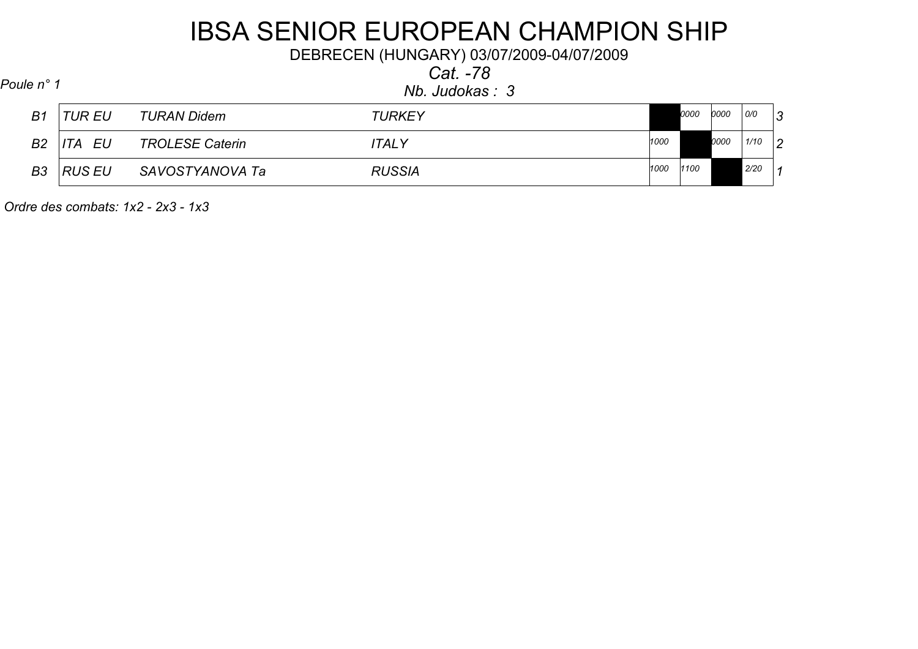# IBSA SENIOR EUROPEAN CHAMPION SHIP

DEBRECEN (HUNGARY) 03/07/2009-04/07/2009

*Cat. -78*

*Poule n° 1*

*Nb. Judokas : 3*

| | | | | | | | | |
|---|---|---|---|---|---|---|---|---|
| B1 | TUR EU | TURAN Didem | TURKEY | | 0000 | 0000 | 0/0 | 3 |
| B2 | ITA EU | TROLESE Caterin | ITALY | 1000 | | 0000 | 1/10 | 2 |
| B3 | RUS EU | SAVOSTYANOVA Ta | RUSSIA | 1000 | 1100 | | 2/20 | 1 |

*Ordre des combats: 1x2 - 2x3 - 1x3*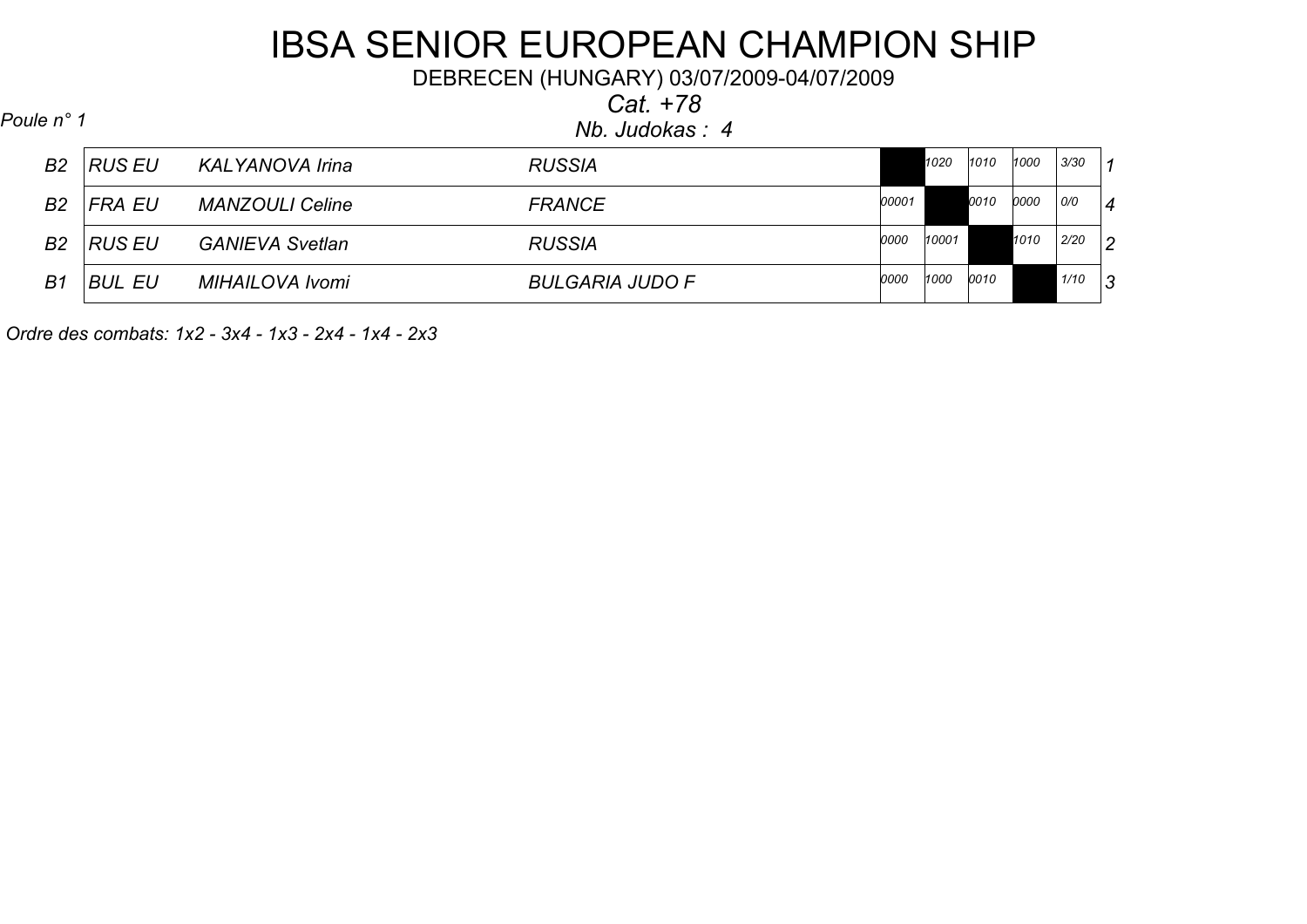# IBSA SENIOR EUROPEAN CHAMPION SHIP

DEBRECEN (HUNGARY) 03/07/2009-04/07/2009

*Cat. +78*

*Poule n° 1*

*Nb. Judokas : 4*

| | | | | | | | | | |
|---|---|---|---|---|---|---|---|---|---|
| B2 | RUS EU | KALYANOVA Irina | RUSSIA | | 1020 | 1010 | 1000 | 3/30 | 1 |
| B2 | FRA EU | MANZOULI Celine | FRANCE | 00001 | | 0010 | 0000 | 0/0 | 4 |
| B2 | RUS EU | GANIEVA Svetlan | RUSSIA | 0000 | 10001 | | 1010 | 2/20 | 2 |
| B1 | BUL EU | MIHAILOVA Ivomi | BULGARIA JUDO F | 0000 | 1000 | 0010 | | 1/10 | 3 |

*Ordre des combats: 1x2 - 3x4 - 1x3 - 2x4 - 1x4 - 2x3*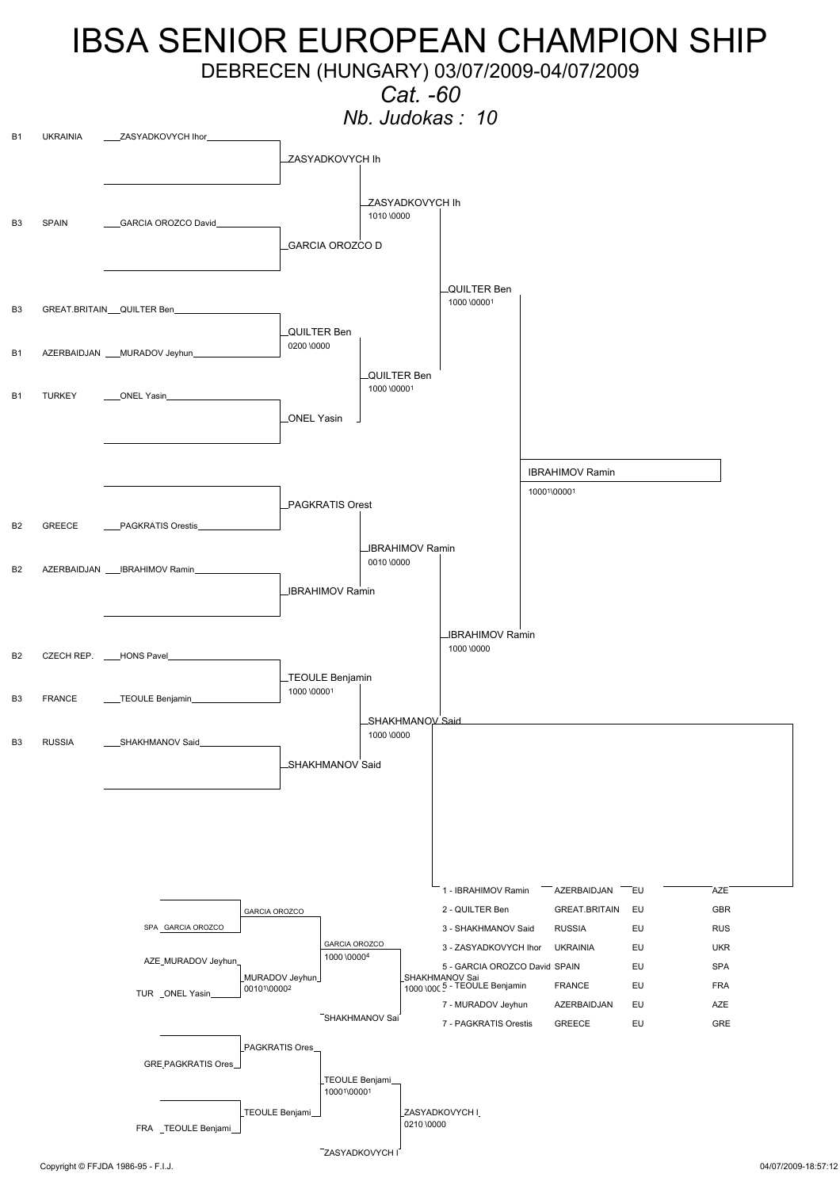# IBSA SENIOR EUROPEAN CHAMPION SHIP

DEBRECEN (HUNGARY) 03/07/2009-04/07/2009

*Cat. -60*

*Nb. Judokas : 10*

## Entrants

| Class | Country | Name |
|---|---|---|
| B1 | UKRAINIA | ZASYADKOVYCH Ihor |
| B3 | SPAIN | GARCIA OROZCO David |
| B3 | GREAT.BRITAIN | QUILTER Ben |
| B1 | AZERBAIDJAN | MURADOV Jeyhun |
| B1 | TURKEY | ONEL Yasin |
| B2 | GREECE | PAGKRATIS Orestis |
| B2 | AZERBAIDJAN | IBRAHIMOV Ramin |
| B2 | CZECH REP. | HONS Pavel |
| B3 | FRANCE | TEOULE Benjamin |
| B3 | RUSSIA | SHAKHMANOV Said |

## Main bracket

**Round 1**
- ZASYADKOVYCH Ih
- GARCIA OROZCO D
- QUILTER Ben (0200 \0000)
- ONEL Yasin
- PAGKRATIS Orest
- IBRAHIMOV Ramin
- TEOULE Benjamin (1000 \0000[1])
- SHAKHMANOV Said

**Round 2**
- ZASYADKOVYCH Ih (1010 \0000)
- QUILTER Ben (1000 \0000[1])
- IBRAHIMOV Ramin (0010 \0000)
- SHAKHMANOV Said (1000 \0000)

**Semi-finals**
- QUILTER Ben (1000 \0000[1])
- IBRAHIMOV Ramin (1000 \0000)

**Final**
- IBRAHIMOV Ramin (1000[1]\0000[1])

## Repechage

- SPA GARCIA OROZCO → GARCIA OROZCO
- AZE MURADOV Jeyhun vs TUR ONEL Yasin → MURADOV Jeyhun (0010[1]\0000[2])
- GARCIA OROZCO (1000 \0000[4])
- SHAKHMANOV Sai (1000 \000)
- GRE PAGKRATIS Ores → PAGKRATIS Ores
- FRA TEOULE Benjami → TEOULE Benjami
- TEOULE Benjami (1000[1]\0000[1])
- ZASYADKOVYCH I (0210 \0000)

## Results

| Rank | Name | Country | | |
|---|---|---|---|---|
| 1 | IBRAHIMOV Ramin | AZERBAIDJAN | EU | AZE |
| 2 | QUILTER Ben | GREAT.BRITAIN | EU | GBR |
| 3 | SHAKHMANOV Said | RUSSIA | EU | RUS |
| 3 | ZASYADKOVYCH Ihor | UKRAINIA | EU | UKR |
| 5 | GARCIA OROZCO David | SPAIN | EU | SPA |
| 5 | TEOULE Benjamin | FRANCE | EU | FRA |
| 7 | MURADOV Jeyhun | AZERBAIDJAN | EU | AZE |
| 7 | PAGKRATIS Orestis | GREECE | EU | GRE |

Copyright © FFJDA 1986-95 - F.I.J.

04/07/2009-18:57:12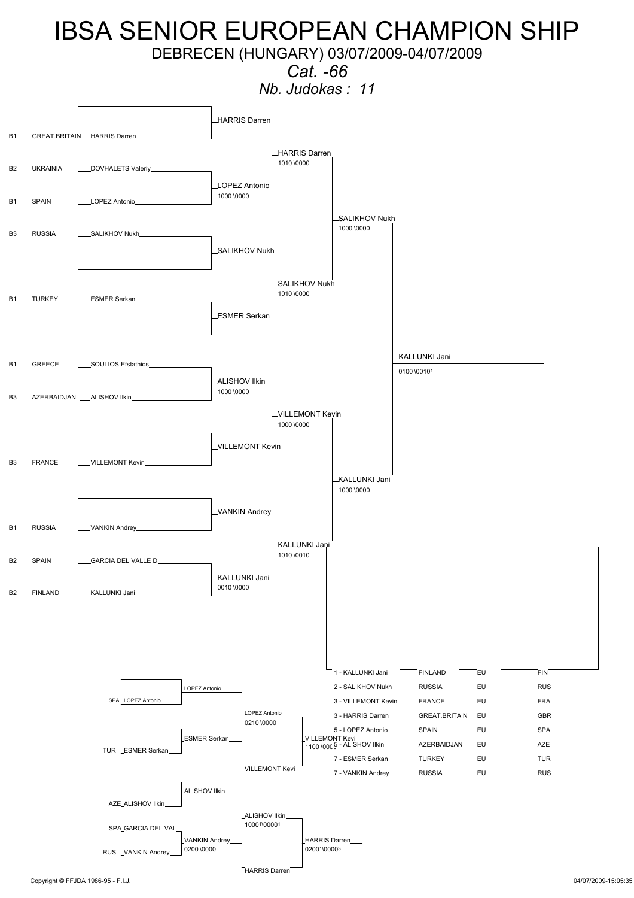# IBSA SENIOR EUROPEAN CHAMPION SHIP

DEBRECEN (HUNGARY) 03/07/2009-04/07/2009

*Cat. -66*

*Nb. Judokas : 11*

## Main draw

| Class | Country | Name |
|---|---|---|
| B1 | GREAT.BRITAIN | HARRIS Darren |
| B2 | UKRAINIA | DOVHALETS Valeriy |
| B1 | SPAIN | LOPEZ Antonio |
| B3 | RUSSIA | SALIKHOV Nukh |
| B1 | TURKEY | ESMER Serkan |
| B1 | GREECE | SOULIOS Efstathios |
| B3 | AZERBAIDJAN | ALISHOV Ilkin |
| B3 | FRANCE | VILLEMONT Kevin |
| B1 | RUSSIA | VANKIN Andrey |
| B2 | SPAIN | GARCIA DEL VALLE D |
| B2 | FINLAND | KALLUNKI Jani |

**First round**
- HARRIS Darren (bye)
- LOPEZ Antonio 1000 \0000 (vs DOVHALETS Valeriy)
- SALIKHOV Nukh (bye)
- ESMER Serkan (bye)
- ALISHOV Ilkin 1000 \0000 (vs SOULIOS Efstathios)
- VILLEMONT Kevin (bye)
- VANKIN Andrey (bye)
- KALLUNKI Jani 0010 \0000 (vs GARCIA DEL VALLE D)

**Quarter-finals**
- HARRIS Darren 1010 \0000
- SALIKHOV Nukh 1010 \0000
- VILLEMONT Kevin 1000 \0000
- KALLUNKI Jani 1010 \0010

**Semi-finals**
- SALIKHOV Nukh 1000 \0000
- KALLUNKI Jani 1000 \0000

**Final**
- KALLUNKI Jani 0100 \00101

## Repechage

- SPA LOPEZ Antonio vs TUR ESMER Serkan → LOPEZ Antonio 0210 \0000
- LOPEZ Antonio vs VILLEMONT Kevi → VILLEMONT Kevi 1100 \000
- AZE ALISHOV Ilkin vs SPA GARCIA DEL VAL / RUS VANKIN Andrey (VANKIN Andrey 0200 \0000) → ALISHOV Ilkin 10001\00001
- ALISHOV Ilkin vs HARRIS Darren → HARRIS Darren 02001\00003

## Final ranking

| Rank | Name | Country | | |
|---|---|---|---|---|
| 1 | KALLUNKI Jani | FINLAND | EU | FIN |
| 2 | SALIKHOV Nukh | RUSSIA | EU | RUS |
| 3 | VILLEMONT Kevin | FRANCE | EU | FRA |
| 3 | HARRIS Darren | GREAT.BRITAIN | EU | GBR |
| 5 | LOPEZ Antonio | SPAIN | EU | SPA |
| 5 | ALISHOV Ilkin | AZERBAIDJAN | EU | AZE |
| 7 | ESMER Serkan | TURKEY | EU | TUR |
| 7 | VANKIN Andrey | RUSSIA | EU | RUS |

Copyright © FFJDA 1986-95 - F.I.J. 04/07/2009-15:05:35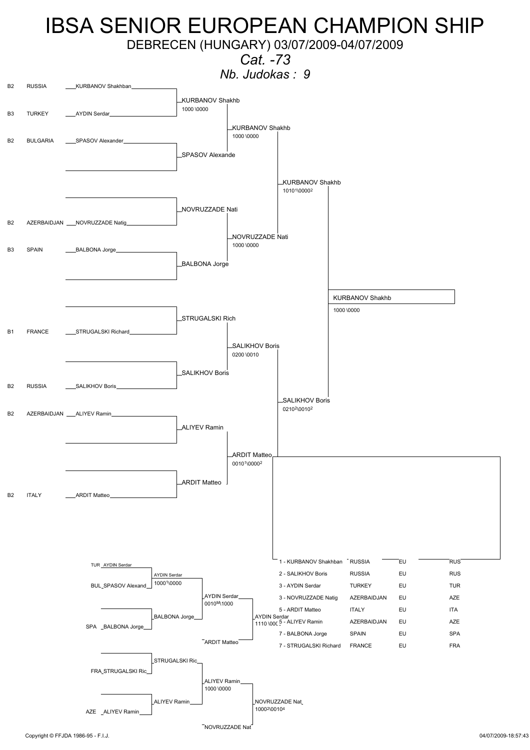# IBSA SENIOR EUROPEAN CHAMPION SHIP

DEBRECEN (HUNGARY) 03/07/2009-04/07/2009

*Cat. -73*

*Nb. Judokas : 9*

| Class | Country | Judoka |
|---|---|---|
| B2 | RUSSIA | KURBANOV Shakhban |
| B3 | TURKEY | AYDIN Serdar |
| B2 | BULGARIA | SPASOV Alexander |
| B2 | AZERBAIDJAN | NOVRUZZADE Natig |
| B3 | SPAIN | BALBONA Jorge |
| B1 | FRANCE | STRUGALSKI Richard |
| B2 | RUSSIA | SALIKHOV Boris |
| B2 | AZERBAIDJAN | ALIYEV Ramin |
| B2 | ITALY | ARDIT Matteo |

**Main draw**

- KURBANOV Shakhb 1000 \0000 (vs AYDIN Serdar)
- SPASOV Alexande
- KURBANOV Shakhb 1000 \0000
- NOVRUZZADE Nati
- BALBONA Jorge
- NOVRUZZADE Nati 1000 \0000
- KURBANOV Shakhb 1010[1]\0000[2]
- STRUGALSKI Rich
- SALIKHOV Boris
- SALIKHOV Boris 0200 \0010
- ALIYEV Ramin
- ARDIT Matteo
- ARDIT Matteo 0010[1]\0000[2]
- SALIKHOV Boris 0210[2]\0010[2]
- Final: KURBANOV Shakhb 1000 \0000

**Repechage**

- TUR AYDIN Serdar vs BUL SPASOV Alexand: AYDIN Serdar 1000[1]\0000
- SPA BALBONA Jorge: BALBONA Jorge
- AYDIN Serdar 0010[M]\1000
- ARDIT Matteo
- AYDIN Serdar 1110 \000
- FRA STRUGALSKI Ric: STRUGALSKI Ric
- AZE ALIYEV Ramin: ALIYEV Ramin
- ALIYEV Ramin 1000 \0000
- NOVRUZZADE Nat
- NOVRUZZADE Nat 1000[2]\0010[4]

**Final ranking**

| Rank | Name | Country | | |
|---|---|---|---|---|
| 1 | KURBANOV Shakhban | RUSSIA | EU | RUS |
| 2 | SALIKHOV Boris | RUSSIA | EU | RUS |
| 3 | AYDIN Serdar | TURKEY | EU | TUR |
| 3 | NOVRUZZADE Natig | AZERBAIDJAN | EU | AZE |
| 5 | ARDIT Matteo | ITALY | EU | ITA |
| 5 | ALIYEV Ramin | AZERBAIDJAN | EU | AZE |
| 7 | BALBONA Jorge | SPAIN | EU | SPA |
| 7 | STRUGALSKI Richard | FRANCE | EU | FRA |

Copyright © FFJDA 1986-95 - F.I.J.

04/07/2009-18:57:43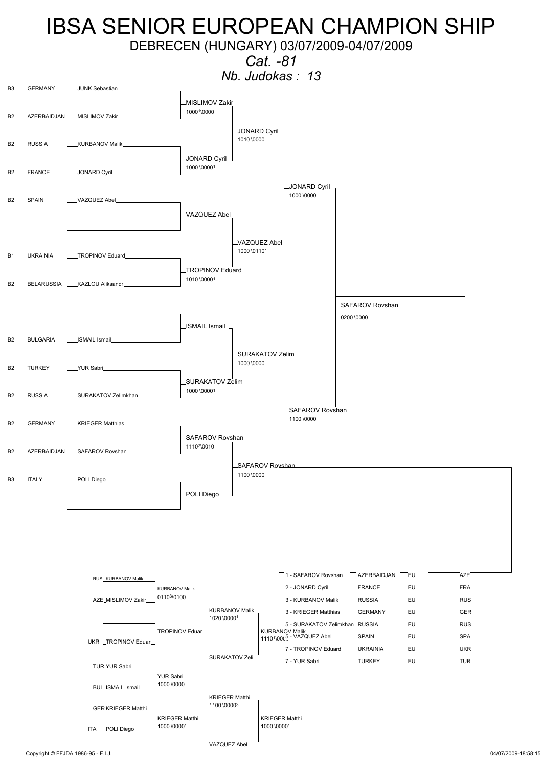# IBSA SENIOR EUROPEAN CHAMPION SHIP

DEBRECEN (HUNGARY) 03/07/2009-04/07/2009

*Cat. -81*

*Nb. Judokas : 13*

## Main draw

| Class | Country | Name |
|---|---|---|
| B3 | GERMANY | JUNK Sebastian |
| B2 | AZERBAIDJAN | MISLIMOV Zakir |
| B2 | RUSSIA | KURBANOV Malik |
| B2 | FRANCE | JONARD Cyril |
| B2 | SPAIN | VAZQUEZ Abel |
| | | |
| B1 | UKRAINIA | TROPINOV Eduard |
| B2 | BELARUSSIA | KAZLOU Aliksandr |
| | | |
| B2 | BULGARIA | ISMAIL Ismail |
| B2 | TURKEY | YUR Sabri |
| B2 | RUSSIA | SURAKATOV Zelimkhan |
| B2 | GERMANY | KRIEGER Matthias |
| B2 | AZERBAIDJAN | SAFAROV Rovshan |
| B3 | ITALY | POLI Diego |
| | | |

### Round 1

- MISLIMOV Zakir 1000[1]\0000
- JONARD Cyril 1000 \0000[1]
- VAZQUEZ Abel
- TROPINOV Eduard 1010 \0000[1]
- ISMAIL Ismail
- SURAKATOV Zelim 1000 \0000[1]
- SAFAROV Rovshan 1110[2]\0010
- POLI Diego

### Round 2

- JONARD Cyril 1010 \0000
- VAZQUEZ Abel 1000 \0110[1]
- SURAKATOV Zelim 1000 \0000
- SAFAROV Rovshan 1100 \0000

### Semi-finals

- JONARD Cyril 1000 \0000
- SAFAROV Rovshan 1100 \0000

### Final

- SAFAROV Rovshan 0200 \0000

## Repechage

- RUS KURBANOV Malik / AZE MISLIMOV Zakir → KURBANOV Malik 0110[3]\0100
- UKR TROPINOV Eduar → TROPINOV Eduar
- KURBANOV Malik 1020 \0000[1]
- SURAKATOV Zeli
- KURBANOV Malik 1110[1]\000
- TUR YUR Sabri / BUL ISMAIL Ismail → YUR Sabri 1000 \0000
- GER KRIEGER Matthi / ITA POLI Diego → KRIEGER Matthi 1000 \0000[1]
- KRIEGER Matthi 1100 \0000[3]
- VAZQUEZ Abel
- KRIEGER Matthi 1000 \0000[1]

## Results

| Rank | Name | Country | | |
|---|---|---|---|---|
| 1 | SAFAROV Rovshan | AZERBAIDJAN | EU | AZE |
| 2 | JONARD Cyril | FRANCE | EU | FRA |
| 3 | KURBANOV Malik | RUSSIA | EU | RUS |
| 3 | KRIEGER Matthias | GERMANY | EU | GER |
| 5 | SURAKATOV Zelimkhan | RUSSIA | EU | RUS |
| 5 | VAZQUEZ Abel | SPAIN | EU | SPA |
| 7 | TROPINOV Eduard | UKRAINIA | EU | UKR |
| 7 | YUR Sabri | TURKEY | EU | TUR |

Copyright © FFJDA 1986-95 - F.I.J.

04/07/2009-18:58:15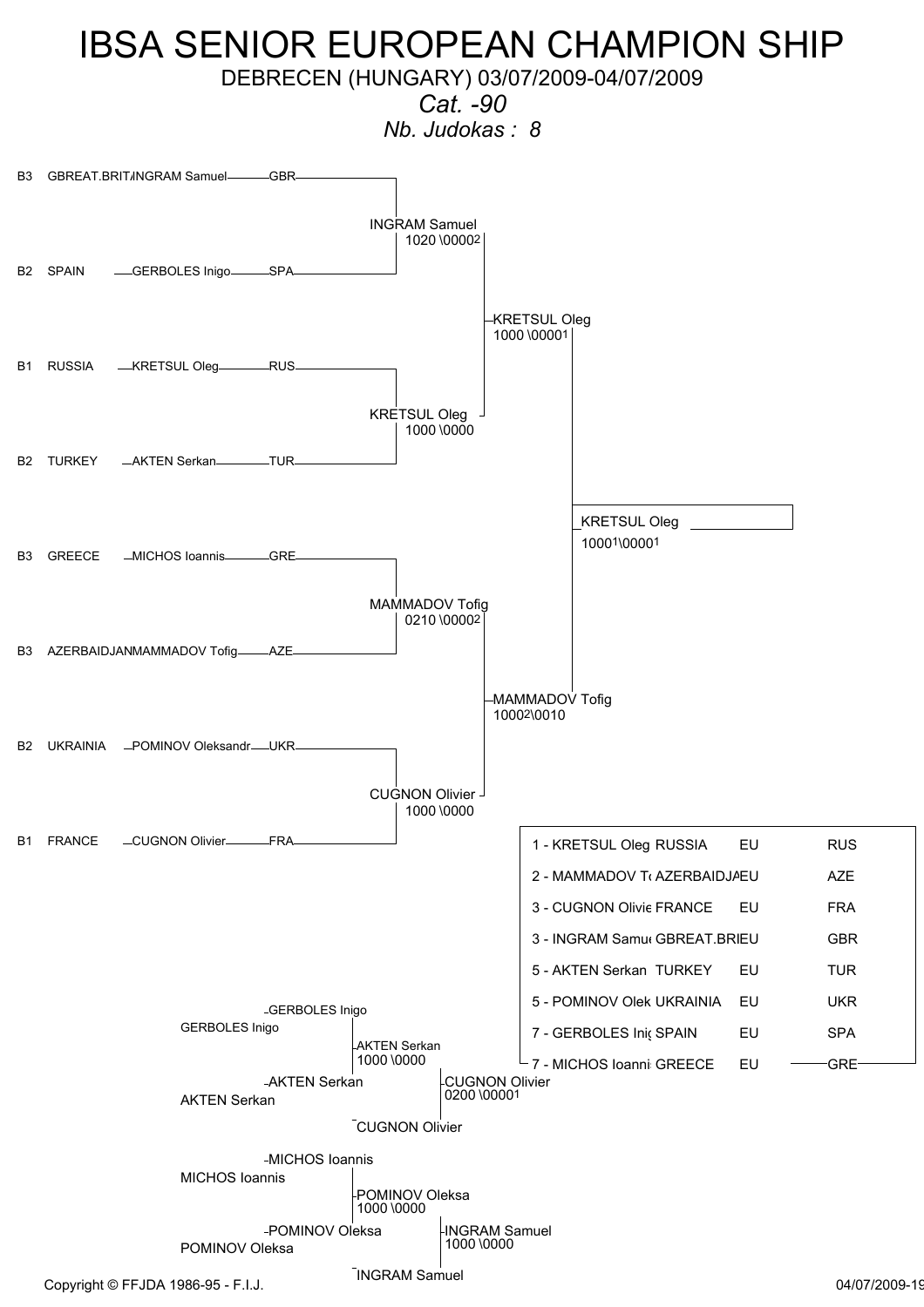# IBSA SENIOR EUROPEAN CHAMPION SHIP

DEBRECEN (HUNGARY) 03/07/2009-04/07/2009

*Cat. -90*

*Nb. Judokas : 8*

| | Country | Name | Code |
|---|---|---|---|
| B3 | GBREAT.BRIT. | INGRAM Samuel | GBR |
| B2 | SPAIN | GERBOLES Inigo | SPA |
| B1 | RUSSIA | KRETSUL Oleg | RUS |
| B2 | TURKEY | AKTEN Serkan | TUR |
| B3 | GREECE | MICHOS Ioannis | GRE |
| B3 | AZERBAIDJAN | MAMMADOV Tofig | AZE |
| B2 | UKRAINIA | POMINOV Oleksandr | UKR |
| B1 | FRANCE | CUGNON Olivier | FRA |

**First round**

- INGRAM Samuel 1020 \0000[2]
- KRETSUL Oleg 1000 \0000
- MAMMADOV Tofig 0210 \0000[2]
- CUGNON Olivier 1000 \0000

**Semi-finals**

- KRETSUL Oleg 1000 \0000[1]
- MAMMADOV Tofig 1000[2]\0010

**Final**

- KRETSUL Oleg 1000[1]\0000[1]

**Repechage**

- GERBOLES Inigo / AKTEN Serkan: AKTEN Serkan 1000 \0000
- AKTEN Serkan / CUGNON Olivier: CUGNON Olivier 0200 \0000[1]
- MICHOS Ioannis / POMINOV Oleksa: POMINOV Oleksa 1000 \0000
- POMINOV Oleksa / INGRAM Samuel: INGRAM Samuel 1000 \0000

**Results**

| Rank | Name | Country | | Code |
|---|---|---|---|---|
| 1 | KRETSUL Oleg | RUSSIA | EU | RUS |
| 2 | MAMMADOV Tofig | AZERBAIDJAN | EU | AZE |
| 3 | CUGNON Olivier | FRANCE | EU | FRA |
| 3 | INGRAM Samuel | GBREAT.BRIT. | EU | GBR |
| 5 | AKTEN Serkan | TURKEY | EU | TUR |
| 5 | POMINOV Oleksandr | UKRAINIA | EU | UKR |
| 7 | GERBOLES Inigo | SPAIN | EU | SPA |
| 7 | MICHOS Ioannis | GREECE | EU | GRE |

Copyright © FFJDA 1986-95 - F.I.J.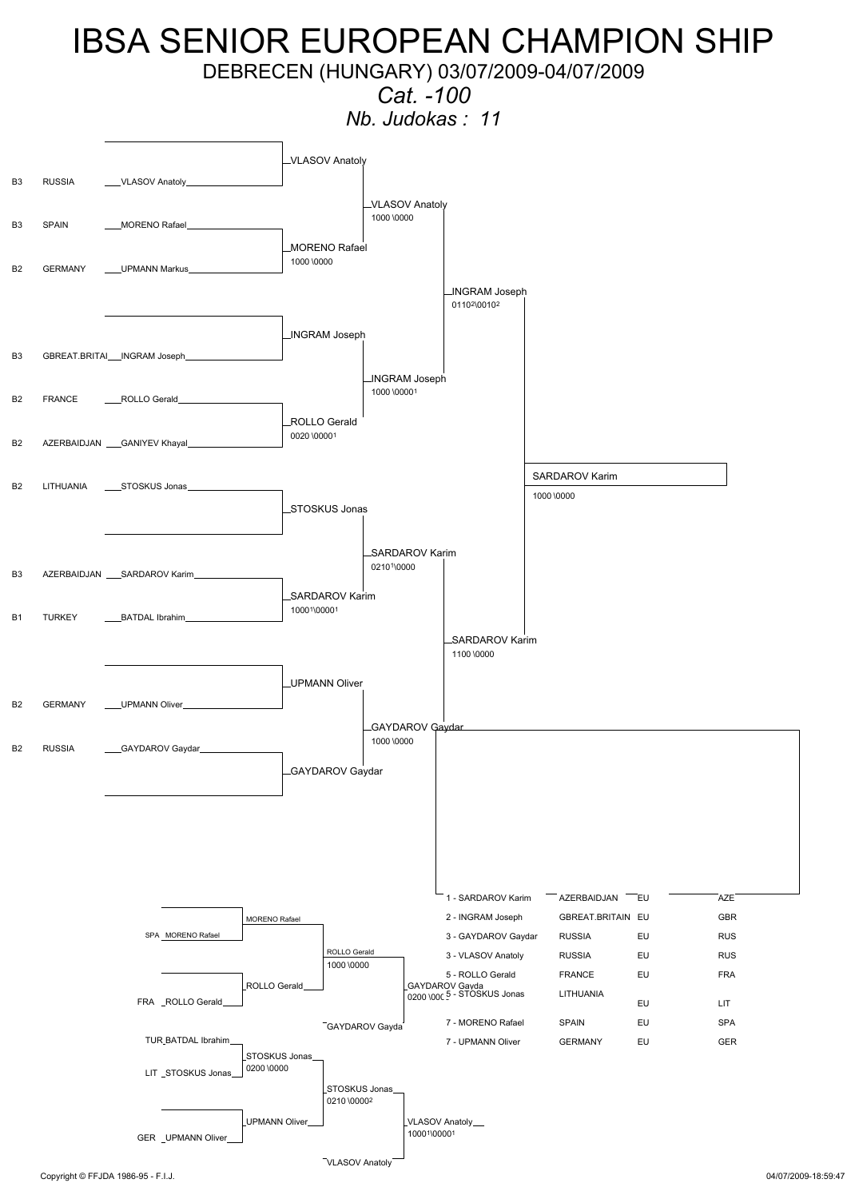# IBSA SENIOR EUROPEAN CHAMPION SHIP

DEBRECEN (HUNGARY) 03/07/2009-04/07/2009

*Cat. -100*

*Nb. Judokas : 11*

## Main draw

| Class | Country | Judoka |
|---|---|---|
| B3 | RUSSIA | VLASOV Anatoly |
| B3 | SPAIN | MORENO Rafael |
| B2 | GERMANY | UPMANN Markus |
| B3 | GBREAT.BRITAI | INGRAM Joseph |
| B2 | FRANCE | ROLLO Gerald |
| B2 | AZERBAIDJAN | GANIYEV Khayal |
| B2 | LITHUANIA | STOSKUS Jonas |
| B3 | AZERBAIDJAN | SARDAROV Karim |
| B1 | TURKEY | BATDAL Ibrahim |
| B2 | GERMANY | UPMANN Oliver |
| B2 | RUSSIA | GAYDAROV Gaydar |

**Round 1**

- VLASOV Anatoly (bye)
- MORENO Rafael 1000 \0000
- INGRAM Joseph (bye)
- ROLLO Gerald 0020 \0000[1]
- STOSKUS Jonas (bye)
- SARDAROV Karim 1000[1]\0000[1]
- UPMANN Oliver (bye)
- GAYDAROV Gaydar (bye)

**Round 2**

- VLASOV Anatoly 1000 \0000
- INGRAM Joseph 1000 \0000[1]
- SARDAROV Karim 0210[1]\0000
- GAYDAROV Gaydar 1000 \0000

**Semi-finals**

- INGRAM Joseph 0110[2]\0010[2]
- SARDAROV Karim 1100 \0000

**Final**

- SARDAROV Karim 1000 \0000

## Repechage

- SPA MORENO Rafael / FRA ROLLO Gerald → ROLLO Gerald
- MORENO Rafael
- ROLLO Gerald 1000 \0000
- GAYDAROV Gayda 0200 \0000
- TUR BATDAL Ibrahim / LIT STOSKUS Jonas → STOSKUS Jonas 0200 \0000
- GER UPMANN Oliver → UPMANN Oliver
- STOSKUS Jonas 0210 \0000[2]
- VLASOV Anatoly 1000[1]\0000[1]

## Results

| Rank | Judoka | Country | | |
|---|---|---|---|---|
| 1 | SARDAROV Karim | AZERBAIDJAN | EU | AZE |
| 2 | INGRAM Joseph | GBREAT.BRITAIN | EU | GBR |
| 3 | GAYDAROV Gaydar | RUSSIA | EU | RUS |
| 3 | VLASOV Anatoly | RUSSIA | EU | RUS |
| 5 | ROLLO Gerald | FRANCE | EU | FRA |
| 5 | STOSKUS Jonas | LITHUANIA | EU | LIT |
| 7 | MORENO Rafael | SPAIN | EU | SPA |
| 7 | UPMANN Oliver | GERMANY | EU | GER |

Copyright © FFJDA 1986-95 - F.I.J.

04/07/2009-18:59:47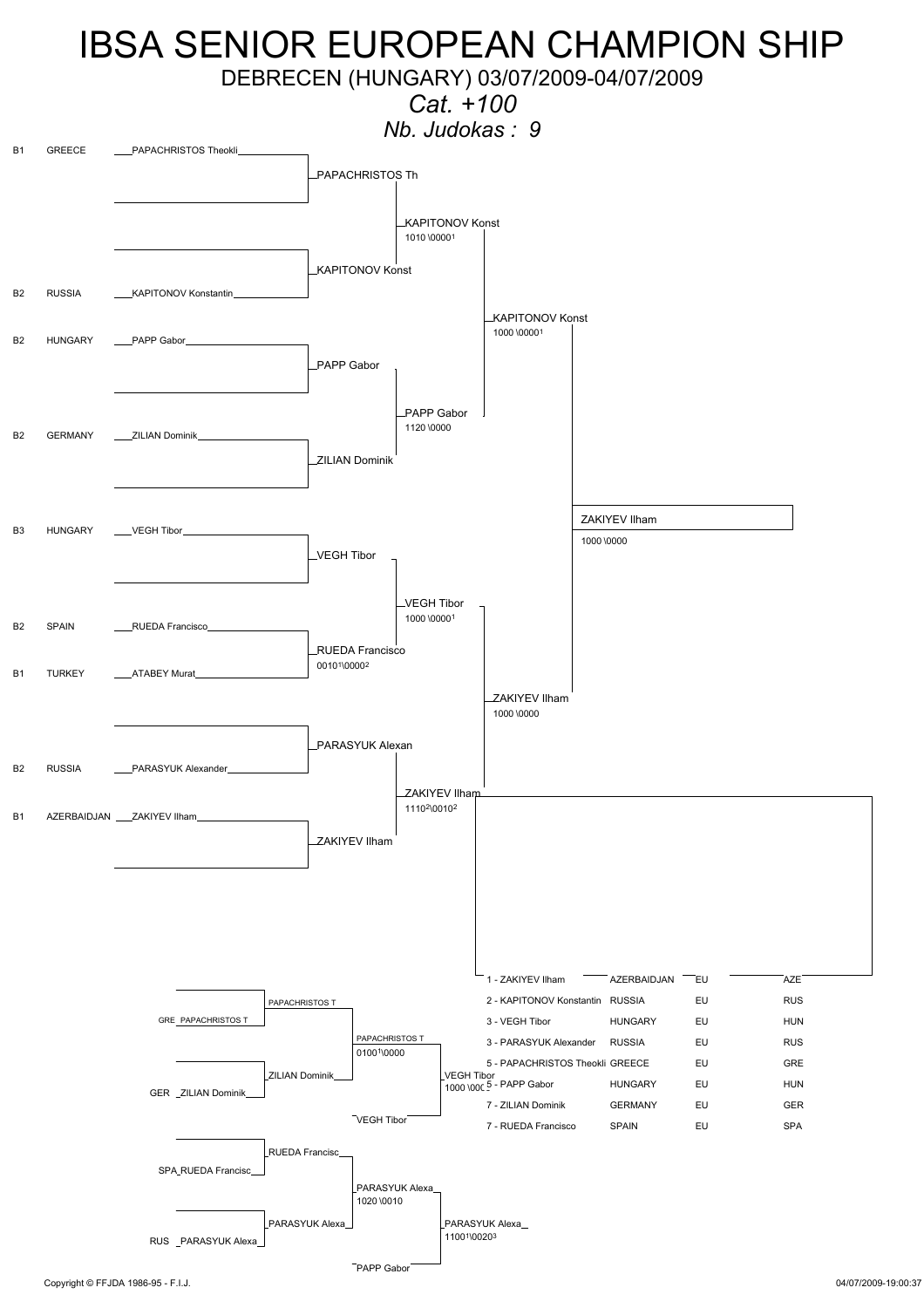# IBSA SENIOR EUROPEAN CHAMPION SHIP

DEBRECEN (HUNGARY) 03/07/2009-04/07/2009

*Cat. +100*

*Nb. Judokas : 9*

## Draw

| Class | Country | Name |
|---|---|---|
| B1 | GREECE | PAPACHRISTOS Theokli |
| B2 | RUSSIA | KAPITONOV Konstantin |
| B2 | HUNGARY | PAPP Gabor |
| B2 | GERMANY | ZILIAN Dominik |
| B3 | HUNGARY | VEGH Tibor |
| B2 | SPAIN | RUEDA Francisco |
| B1 | TURKEY | ATABEY Murat |
| B2 | RUSSIA | PARASYUK Alexander |
| B1 | AZERBAIDJAN | ZAKIYEV Ilham |

## Main bracket

First round:
- PAPACHRISTOS Th
- KAPITONOV Konst
- PAPP Gabor
- ZILIAN Dominik
- VEGH Tibor
- RUEDA Francisco 0010[1]\0000[2]
- PARASYUK Alexan
- ZAKIYEV Ilham

Second round:
- KAPITONOV Konst 1010 \0000[1]
- PAPP Gabor 1120 \0000
- VEGH Tibor 1000 \0000[1]
- ZAKIYEV Ilham 1110[2]\0010[2]

Semi-finals:
- KAPITONOV Konst 1000 \0000[1]
- ZAKIYEV Ilham 1000 \0000

Final:
- ZAKIYEV Ilham 1000 \0000

## Repechage

- GRE PAPACHRISTOS T
- PAPACHRISTOS T
- GER ZILIAN Dominik
- ZILIAN Dominik
- PAPACHRISTOS T 0100[1]\0000
- VEGH Tibor
- VEGH Tibor 1000 \000
- SPA RUEDA Francisc
- RUEDA Francisc
- RUS PARASYUK Alexa
- PARASYUK Alexa
- PARASYUK Alexa 1020 \0010
- PAPP Gabor
- PARASYUK Alexa 1100[1]\0020[3]

## Results

| Rank | Name | Country | | |
|---|---|---|---|---|
| 1 | ZAKIYEV Ilham | AZERBAIDJAN | EU | AZE |
| 2 | KAPITONOV Konstantin | RUSSIA | EU | RUS |
| 3 | VEGH Tibor | HUNGARY | EU | HUN |
| 3 | PARASYUK Alexander | RUSSIA | EU | RUS |
| 5 | PAPACHRISTOS Theokli | GREECE | EU | GRE |
| 5 | PAPP Gabor | HUNGARY | EU | HUN |
| 7 | ZILIAN Dominik | GERMANY | EU | GER |
| 7 | RUEDA Francisco | SPAIN | EU | SPA |

Copyright © FFJDA 1986-95 - F.I.J.

04/07/2009-19:00:37